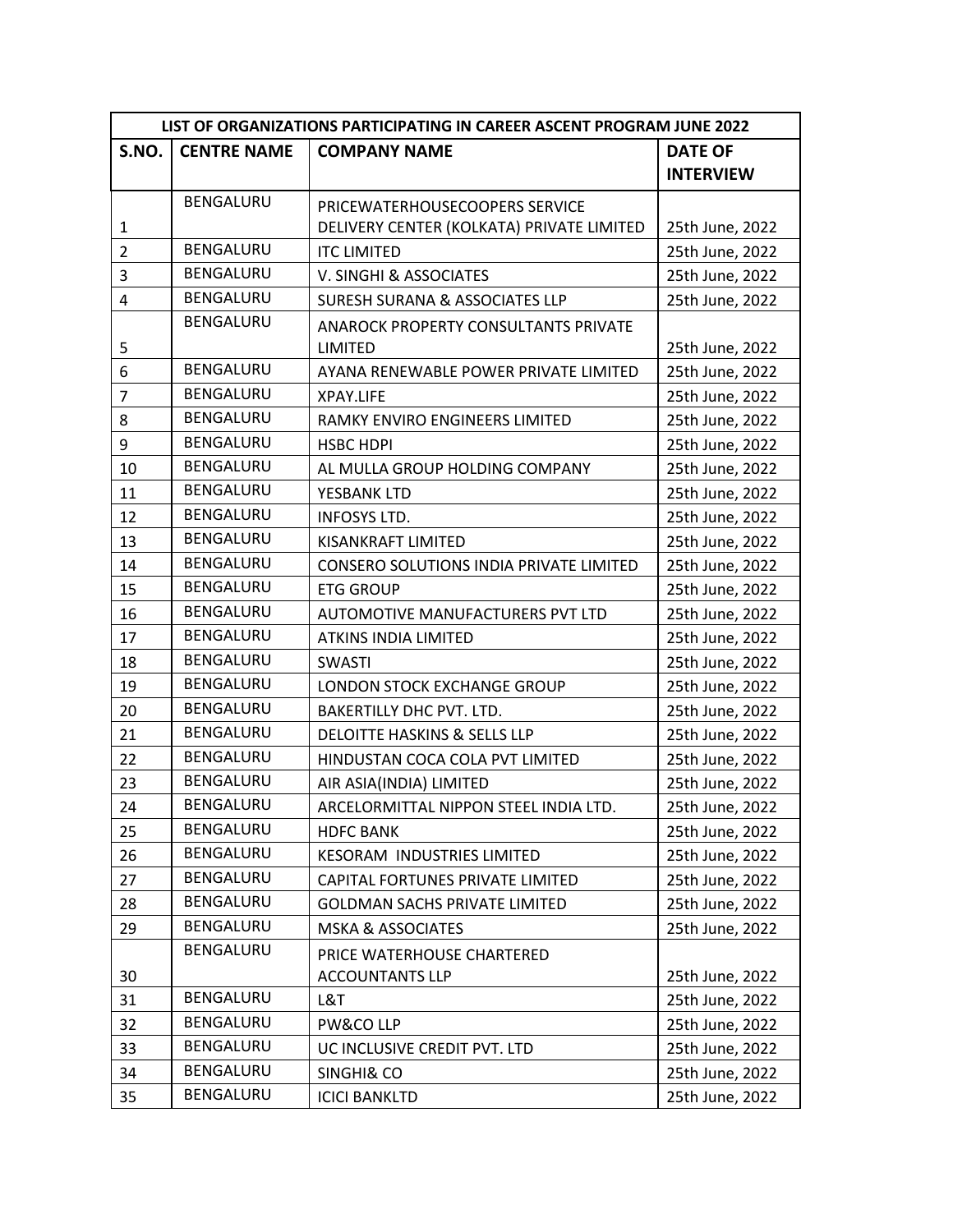| LIST OF ORGANIZATIONS PARTICIPATING IN CAREER ASCENT PROGRAM JUNE 2022 | | | |
|---|---|---|---|
| **S.NO.** | **CENTRE NAME** | **COMPANY NAME** | **DATE OF INTERVIEW** |
| 1 | BENGALURU | PRICEWATERHOUSECOOPERS SERVICE DELIVERY CENTER (KOLKATA) PRIVATE LIMITED | 25th June, 2022 |
| 2 | BENGALURU | ITC LIMITED | 25th June, 2022 |
| 3 | BENGALURU | V. SINGHI & ASSOCIATES | 25th June, 2022 |
| 4 | BENGALURU | SURESH SURANA & ASSOCIATES LLP | 25th June, 2022 |
| 5 | BENGALURU | ANAROCK PROPERTY CONSULTANTS PRIVATE LIMITED | 25th June, 2022 |
| 6 | BENGALURU | AYANA RENEWABLE POWER PRIVATE LIMITED | 25th June, 2022 |
| 7 | BENGALURU | XPAY.LIFE | 25th June, 2022 |
| 8 | BENGALURU | RAMKY ENVIRO ENGINEERS LIMITED | 25th June, 2022 |
| 9 | BENGALURU | HSBC HDPI | 25th June, 2022 |
| 10 | BENGALURU | AL MULLA GROUP HOLDING COMPANY | 25th June, 2022 |
| 11 | BENGALURU | YESBANK LTD | 25th June, 2022 |
| 12 | BENGALURU | INFOSYS LTD. | 25th June, 2022 |
| 13 | BENGALURU | KISANKRAFT LIMITED | 25th June, 2022 |
| 14 | BENGALURU | CONSERO SOLUTIONS INDIA PRIVATE LIMITED | 25th June, 2022 |
| 15 | BENGALURU | ETG GROUP | 25th June, 2022 |
| 16 | BENGALURU | AUTOMOTIVE MANUFACTURERS PVT LTD | 25th June, 2022 |
| 17 | BENGALURU | ATKINS INDIA LIMITED | 25th June, 2022 |
| 18 | BENGALURU | SWASTI | 25th June, 2022 |
| 19 | BENGALURU | LONDON STOCK EXCHANGE GROUP | 25th June, 2022 |
| 20 | BENGALURU | BAKERTILLY DHC PVT. LTD. | 25th June, 2022 |
| 21 | BENGALURU | DELOITTE HASKINS & SELLS LLP | 25th June, 2022 |
| 22 | BENGALURU | HINDUSTAN COCA COLA PVT LIMITED | 25th June, 2022 |
| 23 | BENGALURU | AIR ASIA(INDIA) LIMITED | 25th June, 2022 |
| 24 | BENGALURU | ARCELORMITTAL NIPPON STEEL INDIA LTD. | 25th June, 2022 |
| 25 | BENGALURU | HDFC BANK | 25th June, 2022 |
| 26 | BENGALURU | KESORAM INDUSTRIES LIMITED | 25th June, 2022 |
| 27 | BENGALURU | CAPITAL FORTUNES PRIVATE LIMITED | 25th June, 2022 |
| 28 | BENGALURU | GOLDMAN SACHS PRIVATE LIMITED | 25th June, 2022 |
| 29 | BENGALURU | MSKA & ASSOCIATES | 25th June, 2022 |
| 30 | BENGALURU | PRICE WATERHOUSE CHARTERED ACCOUNTANTS LLP | 25th June, 2022 |
| 31 | BENGALURU | L&T | 25th June, 2022 |
| 32 | BENGALURU | PW&CO LLP | 25th June, 2022 |
| 33 | BENGALURU | UC INCLUSIVE CREDIT PVT. LTD | 25th June, 2022 |
| 34 | BENGALURU | SINGHI& CO | 25th June, 2022 |
| 35 | BENGALURU | ICICI BANKLTD | 25th June, 2022 |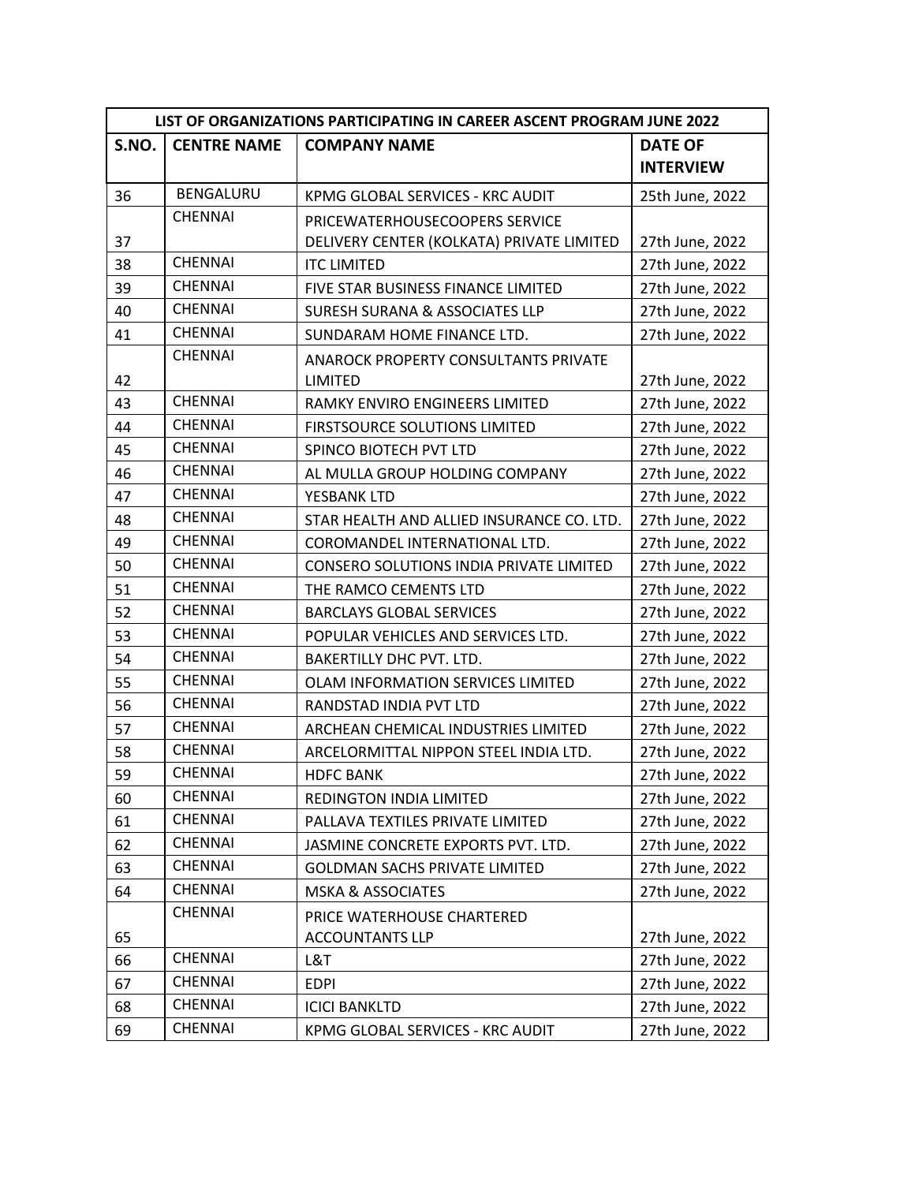| LIST OF ORGANIZATIONS PARTICIPATING IN CAREER ASCENT PROGRAM JUNE 2022 | | | |
|---|---|---|---|
| S.NO. | CENTRE NAME | COMPANY NAME | DATE OF INTERVIEW |
| 36 | BENGALURU | KPMG GLOBAL SERVICES - KRC AUDIT | 25th June, 2022 |
| 37 | CHENNAI | PRICEWATERHOUSECOOPERS SERVICE DELIVERY CENTER (KOLKATA) PRIVATE LIMITED | 27th June, 2022 |
| 38 | CHENNAI | ITC LIMITED | 27th June, 2022 |
| 39 | CHENNAI | FIVE STAR BUSINESS FINANCE LIMITED | 27th June, 2022 |
| 40 | CHENNAI | SURESH SURANA & ASSOCIATES LLP | 27th June, 2022 |
| 41 | CHENNAI | SUNDARAM HOME FINANCE LTD. | 27th June, 2022 |
| 42 | CHENNAI | ANAROCK PROPERTY CONSULTANTS PRIVATE LIMITED | 27th June, 2022 |
| 43 | CHENNAI | RAMKY ENVIRO ENGINEERS LIMITED | 27th June, 2022 |
| 44 | CHENNAI | FIRSTSOURCE SOLUTIONS LIMITED | 27th June, 2022 |
| 45 | CHENNAI | SPINCO BIOTECH PVT LTD | 27th June, 2022 |
| 46 | CHENNAI | AL MULLA GROUP HOLDING COMPANY | 27th June, 2022 |
| 47 | CHENNAI | YESBANK LTD | 27th June, 2022 |
| 48 | CHENNAI | STAR HEALTH AND ALLIED INSURANCE CO. LTD. | 27th June, 2022 |
| 49 | CHENNAI | COROMANDEL INTERNATIONAL LTD. | 27th June, 2022 |
| 50 | CHENNAI | CONSERO SOLUTIONS INDIA PRIVATE LIMITED | 27th June, 2022 |
| 51 | CHENNAI | THE RAMCO CEMENTS LTD | 27th June, 2022 |
| 52 | CHENNAI | BARCLAYS GLOBAL SERVICES | 27th June, 2022 |
| 53 | CHENNAI | POPULAR VEHICLES AND SERVICES LTD. | 27th June, 2022 |
| 54 | CHENNAI | BAKERTILLY DHC PVT. LTD. | 27th June, 2022 |
| 55 | CHENNAI | OLAM INFORMATION SERVICES LIMITED | 27th June, 2022 |
| 56 | CHENNAI | RANDSTAD INDIA PVT LTD | 27th June, 2022 |
| 57 | CHENNAI | ARCHEAN CHEMICAL INDUSTRIES LIMITED | 27th June, 2022 |
| 58 | CHENNAI | ARCELORMITTAL NIPPON STEEL INDIA LTD. | 27th June, 2022 |
| 59 | CHENNAI | HDFC BANK | 27th June, 2022 |
| 60 | CHENNAI | REDINGTON INDIA LIMITED | 27th June, 2022 |
| 61 | CHENNAI | PALLAVA TEXTILES PRIVATE LIMITED | 27th June, 2022 |
| 62 | CHENNAI | JASMINE CONCRETE EXPORTS PVT. LTD. | 27th June, 2022 |
| 63 | CHENNAI | GOLDMAN SACHS PRIVATE LIMITED | 27th June, 2022 |
| 64 | CHENNAI | MSKA & ASSOCIATES | 27th June, 2022 |
| 65 | CHENNAI | PRICE WATERHOUSE CHARTERED ACCOUNTANTS LLP | 27th June, 2022 |
| 66 | CHENNAI | L&T | 27th June, 2022 |
| 67 | CHENNAI | EDPI | 27th June, 2022 |
| 68 | CHENNAI | ICICI BANKLTD | 27th June, 2022 |
| 69 | CHENNAI | KPMG GLOBAL SERVICES - KRC AUDIT | 27th June, 2022 |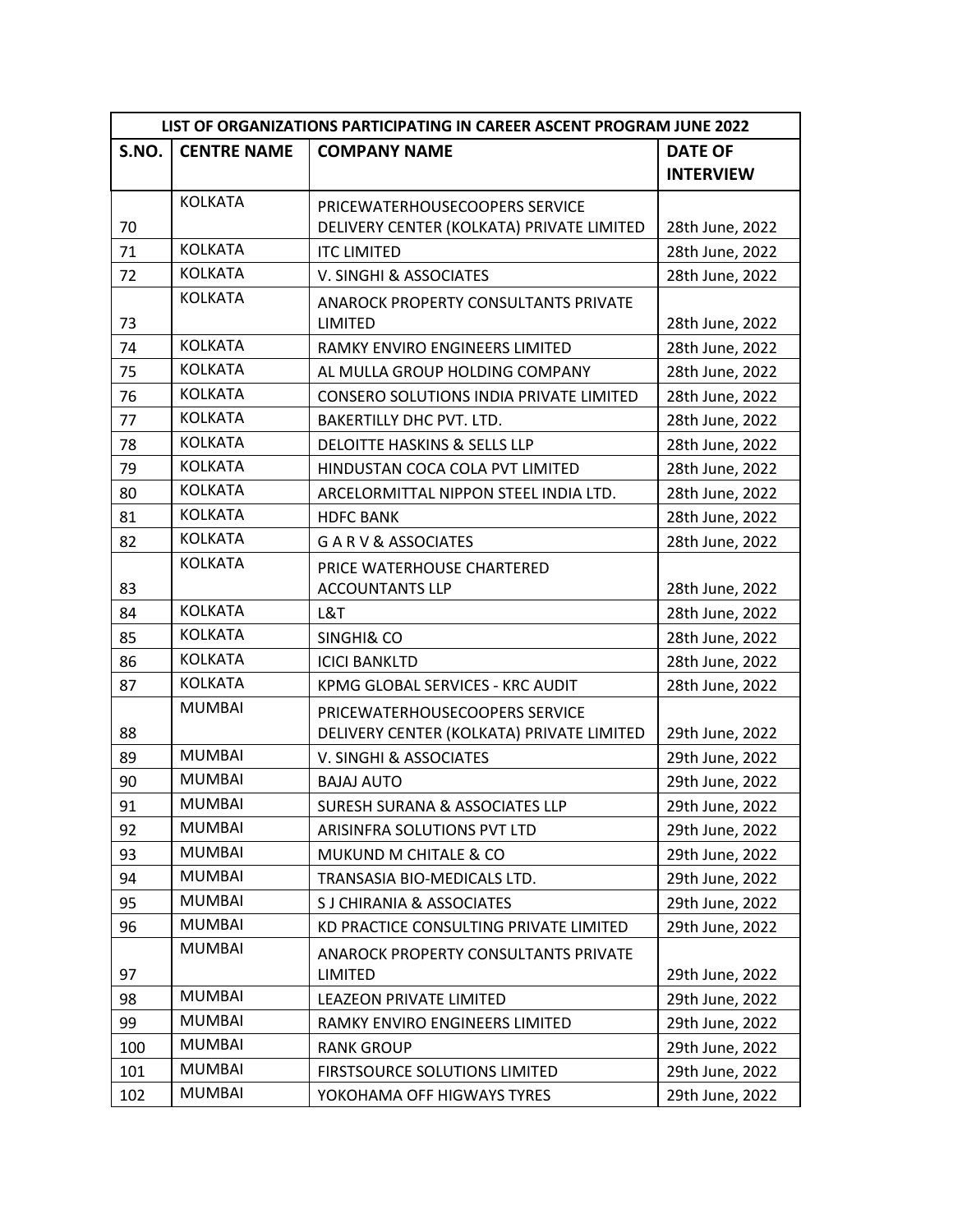| LIST OF ORGANIZATIONS PARTICIPATING IN CAREER ASCENT PROGRAM JUNE 2022 | | | |
|---|---|---|---|
| **S.NO.** | **CENTRE NAME** | **COMPANY NAME** | **DATE OF INTERVIEW** |
| 70 | KOLKATA | PRICEWATERHOUSECOOPERS SERVICE DELIVERY CENTER (KOLKATA) PRIVATE LIMITED | 28th June, 2022 |
| 71 | KOLKATA | ITC LIMITED | 28th June, 2022 |
| 72 | KOLKATA | V. SINGHI & ASSOCIATES | 28th June, 2022 |
| 73 | KOLKATA | ANAROCK PROPERTY CONSULTANTS PRIVATE LIMITED | 28th June, 2022 |
| 74 | KOLKATA | RAMKY ENVIRO ENGINEERS LIMITED | 28th June, 2022 |
| 75 | KOLKATA | AL MULLA GROUP HOLDING COMPANY | 28th June, 2022 |
| 76 | KOLKATA | CONSERO SOLUTIONS INDIA PRIVATE LIMITED | 28th June, 2022 |
| 77 | KOLKATA | BAKERTILLY DHC PVT. LTD. | 28th June, 2022 |
| 78 | KOLKATA | DELOITTE HASKINS & SELLS LLP | 28th June, 2022 |
| 79 | KOLKATA | HINDUSTAN COCA COLA PVT LIMITED | 28th June, 2022 |
| 80 | KOLKATA | ARCELORMITTAL NIPPON STEEL INDIA LTD. | 28th June, 2022 |
| 81 | KOLKATA | HDFC BANK | 28th June, 2022 |
| 82 | KOLKATA | G A R V & ASSOCIATES | 28th June, 2022 |
| 83 | KOLKATA | PRICE WATERHOUSE CHARTERED ACCOUNTANTS LLP | 28th June, 2022 |
| 84 | KOLKATA | L&T | 28th June, 2022 |
| 85 | KOLKATA | SINGHI& CO | 28th June, 2022 |
| 86 | KOLKATA | ICICI BANKLTD | 28th June, 2022 |
| 87 | KOLKATA | KPMG GLOBAL SERVICES - KRC AUDIT | 28th June, 2022 |
| 88 | MUMBAI | PRICEWATERHOUSECOOPERS SERVICE DELIVERY CENTER (KOLKATA) PRIVATE LIMITED | 29th June, 2022 |
| 89 | MUMBAI | V. SINGHI & ASSOCIATES | 29th June, 2022 |
| 90 | MUMBAI | BAJAJ AUTO | 29th June, 2022 |
| 91 | MUMBAI | SURESH SURANA & ASSOCIATES LLP | 29th June, 2022 |
| 92 | MUMBAI | ARISINFRA SOLUTIONS PVT LTD | 29th June, 2022 |
| 93 | MUMBAI | MUKUND M CHITALE & CO | 29th June, 2022 |
| 94 | MUMBAI | TRANSASIA BIO-MEDICALS LTD. | 29th June, 2022 |
| 95 | MUMBAI | S J CHIRANIA & ASSOCIATES | 29th June, 2022 |
| 96 | MUMBAI | KD PRACTICE CONSULTING PRIVATE LIMITED | 29th June, 2022 |
| 97 | MUMBAI | ANAROCK PROPERTY CONSULTANTS PRIVATE LIMITED | 29th June, 2022 |
| 98 | MUMBAI | LEAZEON PRIVATE LIMITED | 29th June, 2022 |
| 99 | MUMBAI | RAMKY ENVIRO ENGINEERS LIMITED | 29th June, 2022 |
| 100 | MUMBAI | RANK GROUP | 29th June, 2022 |
| 101 | MUMBAI | FIRSTSOURCE SOLUTIONS LIMITED | 29th June, 2022 |
| 102 | MUMBAI | YOKOHAMA OFF HIGWAYS TYRES | 29th June, 2022 |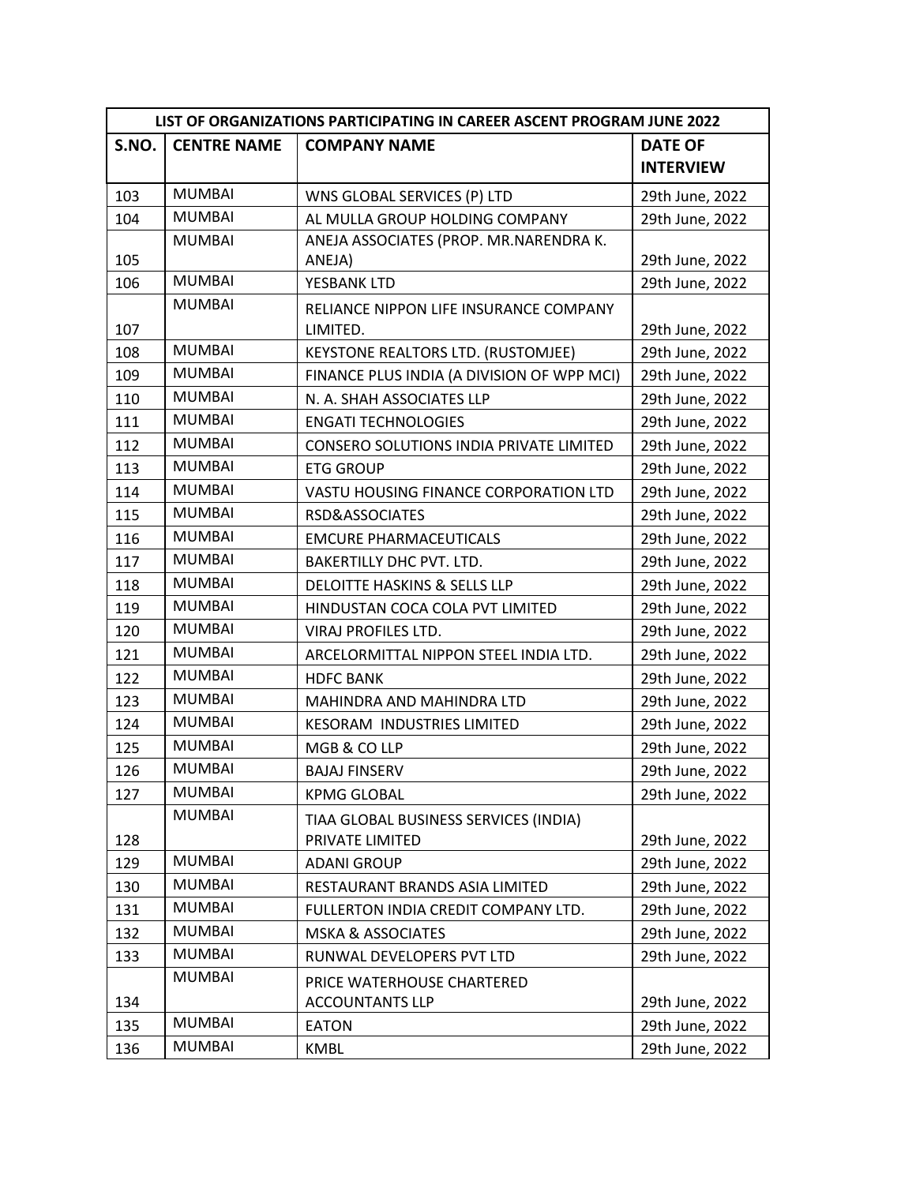| LIST OF ORGANIZATIONS PARTICIPATING IN CAREER ASCENT PROGRAM JUNE 2022 | | | |
|---|---|---|---|
| **S.NO.** | **CENTRE NAME** | **COMPANY NAME** | **DATE OF INTERVIEW** |
| 103 | MUMBAI | WNS GLOBAL SERVICES (P) LTD | 29th June, 2022 |
| 104 | MUMBAI | AL MULLA GROUP HOLDING COMPANY | 29th June, 2022 |
| 105 | MUMBAI | ANEJA ASSOCIATES (PROP. MR.NARENDRA K. ANEJA) | 29th June, 2022 |
| 106 | MUMBAI | YESBANK LTD | 29th June, 2022 |
| 107 | MUMBAI | RELIANCE NIPPON LIFE INSURANCE COMPANY LIMITED. | 29th June, 2022 |
| 108 | MUMBAI | KEYSTONE REALTORS LTD. (RUSTOMJEE) | 29th June, 2022 |
| 109 | MUMBAI | FINANCE PLUS INDIA (A DIVISION OF WPP MCI) | 29th June, 2022 |
| 110 | MUMBAI | N. A. SHAH ASSOCIATES LLP | 29th June, 2022 |
| 111 | MUMBAI | ENGATI TECHNOLOGIES | 29th June, 2022 |
| 112 | MUMBAI | CONSERO SOLUTIONS INDIA PRIVATE LIMITED | 29th June, 2022 |
| 113 | MUMBAI | ETG GROUP | 29th June, 2022 |
| 114 | MUMBAI | VASTU HOUSING FINANCE CORPORATION LTD | 29th June, 2022 |
| 115 | MUMBAI | RSD&ASSOCIATES | 29th June, 2022 |
| 116 | MUMBAI | EMCURE PHARMACEUTICALS | 29th June, 2022 |
| 117 | MUMBAI | BAKERTILLY DHC PVT. LTD. | 29th June, 2022 |
| 118 | MUMBAI | DELOITTE HASKINS & SELLS LLP | 29th June, 2022 |
| 119 | MUMBAI | HINDUSTAN COCA COLA PVT LIMITED | 29th June, 2022 |
| 120 | MUMBAI | VIRAJ PROFILES LTD. | 29th June, 2022 |
| 121 | MUMBAI | ARCELORMITTAL NIPPON STEEL INDIA LTD. | 29th June, 2022 |
| 122 | MUMBAI | HDFC BANK | 29th June, 2022 |
| 123 | MUMBAI | MAHINDRA AND MAHINDRA LTD | 29th June, 2022 |
| 124 | MUMBAI | KESORAM INDUSTRIES LIMITED | 29th June, 2022 |
| 125 | MUMBAI | MGB & CO LLP | 29th June, 2022 |
| 126 | MUMBAI | BAJAJ FINSERV | 29th June, 2022 |
| 127 | MUMBAI | KPMG GLOBAL | 29th June, 2022 |
| 128 | MUMBAI | TIAA GLOBAL BUSINESS SERVICES (INDIA) PRIVATE LIMITED | 29th June, 2022 |
| 129 | MUMBAI | ADANI GROUP | 29th June, 2022 |
| 130 | MUMBAI | RESTAURANT BRANDS ASIA LIMITED | 29th June, 2022 |
| 131 | MUMBAI | FULLERTON INDIA CREDIT COMPANY LTD. | 29th June, 2022 |
| 132 | MUMBAI | MSKA & ASSOCIATES | 29th June, 2022 |
| 133 | MUMBAI | RUNWAL DEVELOPERS PVT LTD | 29th June, 2022 |
| 134 | MUMBAI | PRICE WATERHOUSE CHARTERED ACCOUNTANTS LLP | 29th June, 2022 |
| 135 | MUMBAI | EATON | 29th June, 2022 |
| 136 | MUMBAI | KMBL | 29th June, 2022 |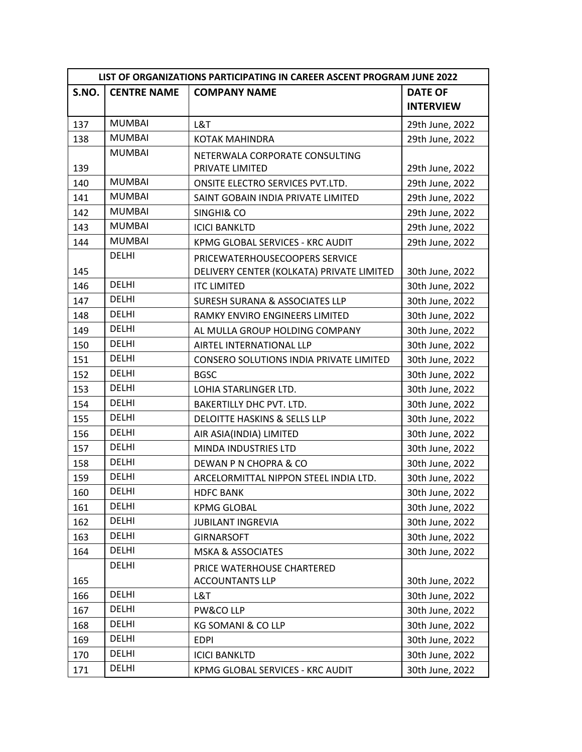| LIST OF ORGANIZATIONS PARTICIPATING IN CAREER ASCENT PROGRAM JUNE 2022 | | | |
|---|---|---|---|
| **S.NO.** | **CENTRE NAME** | **COMPANY NAME** | **DATE OF INTERVIEW** |
| 137 | MUMBAI | L&T | 29th June, 2022 |
| 138 | MUMBAI | KOTAK MAHINDRA | 29th June, 2022 |
| 139 | MUMBAI | NETERWALA CORPORATE CONSULTING PRIVATE LIMITED | 29th June, 2022 |
| 140 | MUMBAI | ONSITE ELECTRO SERVICES PVT.LTD. | 29th June, 2022 |
| 141 | MUMBAI | SAINT GOBAIN INDIA PRIVATE LIMITED | 29th June, 2022 |
| 142 | MUMBAI | SINGHI& CO | 29th June, 2022 |
| 143 | MUMBAI | ICICI BANKLTD | 29th June, 2022 |
| 144 | MUMBAI | KPMG GLOBAL SERVICES - KRC AUDIT | 29th June, 2022 |
| 145 | DELHI | PRICEWATERHOUSECOOPERS SERVICE DELIVERY CENTER (KOLKATA) PRIVATE LIMITED | 30th June, 2022 |
| 146 | DELHI | ITC LIMITED | 30th June, 2022 |
| 147 | DELHI | SURESH SURANA & ASSOCIATES LLP | 30th June, 2022 |
| 148 | DELHI | RAMKY ENVIRO ENGINEERS LIMITED | 30th June, 2022 |
| 149 | DELHI | AL MULLA GROUP HOLDING COMPANY | 30th June, 2022 |
| 150 | DELHI | AIRTEL INTERNATIONAL LLP | 30th June, 2022 |
| 151 | DELHI | CONSERO SOLUTIONS INDIA PRIVATE LIMITED | 30th June, 2022 |
| 152 | DELHI | BGSC | 30th June, 2022 |
| 153 | DELHI | LOHIA STARLINGER LTD. | 30th June, 2022 |
| 154 | DELHI | BAKERTILLY DHC PVT. LTD. | 30th June, 2022 |
| 155 | DELHI | DELOITTE HASKINS & SELLS LLP | 30th June, 2022 |
| 156 | DELHI | AIR ASIA(INDIA) LIMITED | 30th June, 2022 |
| 157 | DELHI | MINDA INDUSTRIES LTD | 30th June, 2022 |
| 158 | DELHI | DEWAN P N CHOPRA & CO | 30th June, 2022 |
| 159 | DELHI | ARCELORMITTAL NIPPON STEEL INDIA LTD. | 30th June, 2022 |
| 160 | DELHI | HDFC BANK | 30th June, 2022 |
| 161 | DELHI | KPMG GLOBAL | 30th June, 2022 |
| 162 | DELHI | JUBILANT INGREVIA | 30th June, 2022 |
| 163 | DELHI | GIRNARSOFT | 30th June, 2022 |
| 164 | DELHI | MSKA & ASSOCIATES | 30th June, 2022 |
| 165 | DELHI | PRICE WATERHOUSE CHARTERED ACCOUNTANTS LLP | 30th June, 2022 |
| 166 | DELHI | L&T | 30th June, 2022 |
| 167 | DELHI | PW&CO LLP | 30th June, 2022 |
| 168 | DELHI | KG SOMANI & CO LLP | 30th June, 2022 |
| 169 | DELHI | EDPI | 30th June, 2022 |
| 170 | DELHI | ICICI BANKLTD | 30th June, 2022 |
| 171 | DELHI | KPMG GLOBAL SERVICES - KRC AUDIT | 30th June, 2022 |